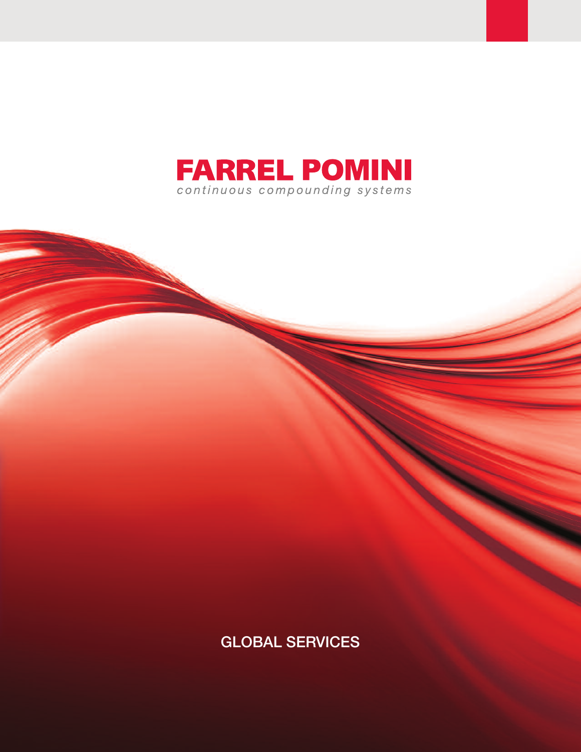# FARREL POMINI

*continuous compounding systems*

## GLOBAL SERVICES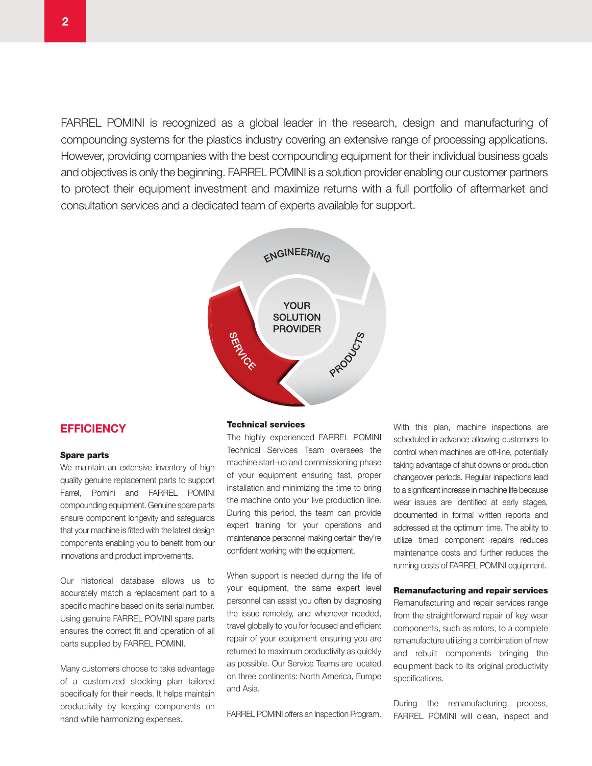FARREL POMINI is recognized as a global leader in the research, design and manufacturing of compounding systems for the plastics industry covering an extensive range of processing applications. However, providing companies with the best compounding equipment for their individual business goals and objectives is only the beginning. FARREL POMINI is a solution provider enabling our customer partners to protect their equipment investment and maximize returns with a full portfolio of aftermarket and consultation services and a dedicated team of experts available for support.

ENGINEERING

YOUR SOLUTION PROVIDER

SERVICE

PRODUCTS

## EFFICIENCY

### Spare parts

We maintain an extensive inventory of high quality genuine replacement parts to support Farrel, Pomini and FARREL POMINI compounding equipment. Genuine spare parts ensure component longevity and safeguards that your machine is fitted with the latest design components enabling you to benefit from our innovations and product improvements.

Our historical database allows us to accurately match a replacement part to a specific machine based on its serial number. Using genuine FARREL POMINI spare parts ensures the correct fit and operation of all parts supplied by FARREL POMINI.

Many customers choose to take advantage of a customized stocking plan tailored specifically for their needs. It helps maintain productivity by keeping components on hand while harmonizing expenses.

### Technical services

The highly experienced FARREL POMINI Technical Services Team oversees the machine start-up and commissioning phase of your equipment ensuring fast, proper installation and minimizing the time to bring the machine onto your live production line. During this period, the team can provide expert training for your operations and maintenance personnel making certain they're confident working with the equipment.

When support is needed during the life of your equipment, the same expert level personnel can assist you often by diagnosing the issue remotely, and whenever needed, travel globally to you for focused and efficient repair of your equipment ensuring you are returned to maximum productivity as quickly as possible. Our Service Teams are located on three continents: North America, Europe and Asia.

FARREL POMINI offers an Inspection Program. With this plan, machine inspections are scheduled in advance allowing customers to control when machines are off-line, potentially taking advantage of shut downs or production changeover periods. Regular inspections lead to a significant increase in machine life because wear issues are identified at early stages, documented in formal written reports and addressed at the optimum time. The ability to utilize timed component repairs reduces maintenance costs and further reduces the running costs of FARREL POMINI equipment.

### Remanufacturing and repair services

Remanufacturing and repair services range from the straightforward repair of key wear components, such as rotors, to a complete remanufacture utilizing a combination of new and rebuilt components bringing the equipment back to its original productivity specifications.

During the remanufacturing process, FARREL POMINI will clean, inspect and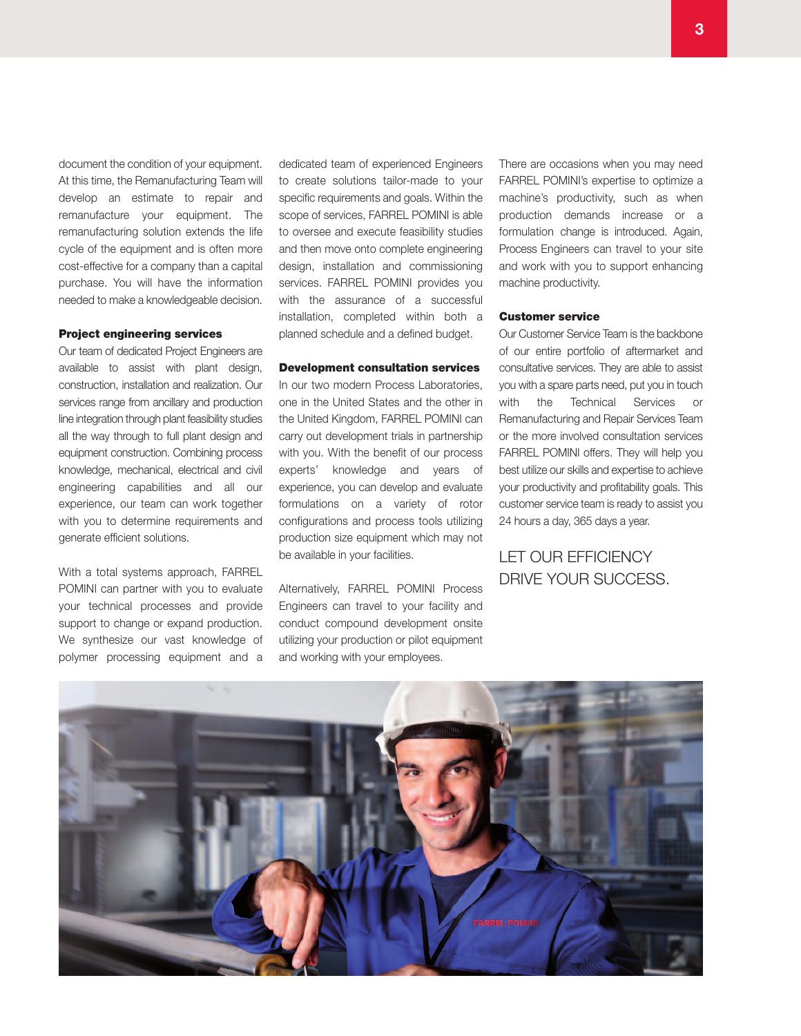document the condition of your equipment. At this time, the Remanufacturing Team will develop an estimate to repair and remanufacture your equipment. The remanufacturing solution extends the life cycle of the equipment and is often more cost-effective for a company than a capital purchase. You will have the information needed to make a knowledgeable decision.

### Project engineering services

Our team of dedicated Project Engineers are available to assist with plant design, construction, installation and realization. Our services range from ancillary and production line integration through plant feasibility studies all the way through to full plant design and equipment construction. Combining process knowledge, mechanical, electrical and civil engineering capabilities and all our experience, our team can work together with you to determine requirements and generate efficient solutions.

With a total systems approach, FARREL POMINI can partner with you to evaluate your technical processes and provide support to change or expand production. We synthesize our vast knowledge of polymer processing equipment and a dedicated team of experienced Engineers to create solutions tailor-made to your specific requirements and goals. Within the scope of services, FARREL POMINI is able to oversee and execute feasibility studies and then move onto complete engineering design, installation and commissioning services. FARREL POMINI provides you with the assurance of a successful installation, completed within both a planned schedule and a defined budget.

### Development consultation services

In our two modern Process Laboratories, one in the United States and the other in the United Kingdom, FARREL POMINI can carry out development trials in partnership with you. With the benefit of our process experts' knowledge and years of experience, you can develop and evaluate formulations on a variety of rotor configurations and process tools utilizing production size equipment which may not be available in your facilities.

Alternatively, FARREL POMINI Process Engineers can travel to your facility and conduct compound development onsite utilizing your production or pilot equipment and working with your employees.

There are occasions when you may need FARREL POMINI's expertise to optimize a machine's productivity, such as when production demands increase or a formulation change is introduced. Again, Process Engineers can travel to your site and work with you to support enhancing machine productivity.

### Customer service

Our Customer Service Team is the backbone of our entire portfolio of aftermarket and consultative services. They are able to assist you with a spare parts need, put you in touch with the Technical Services or Remanufacturing and Repair Services Team or the more involved consultation services FARREL POMINI offers. They will help you best utilize our skills and expertise to achieve your productivity and profitability goals. This customer service team is ready to assist you 24 hours a day, 365 days a year.

LET OUR EFFICIENCY DRIVE YOUR SUCCESS.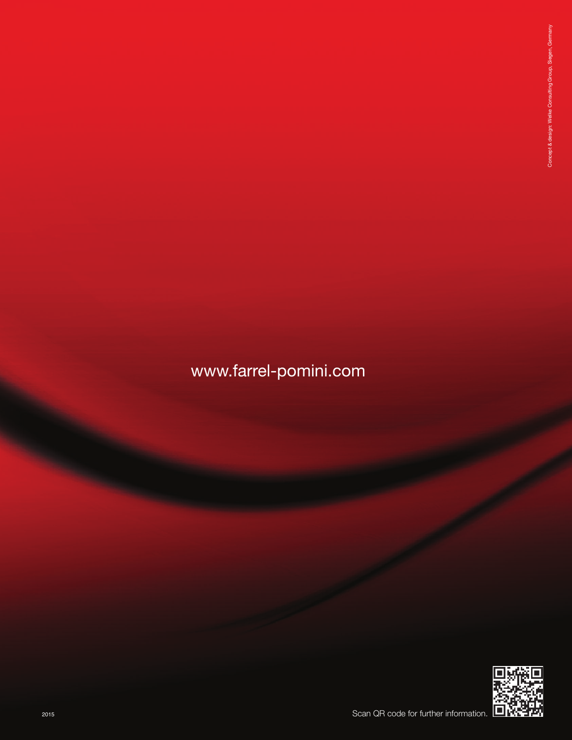Concept & design: Welke Consulting Group, Siegen, Germany

www.farrel-pomini.com

2015

Scan QR code for further information.